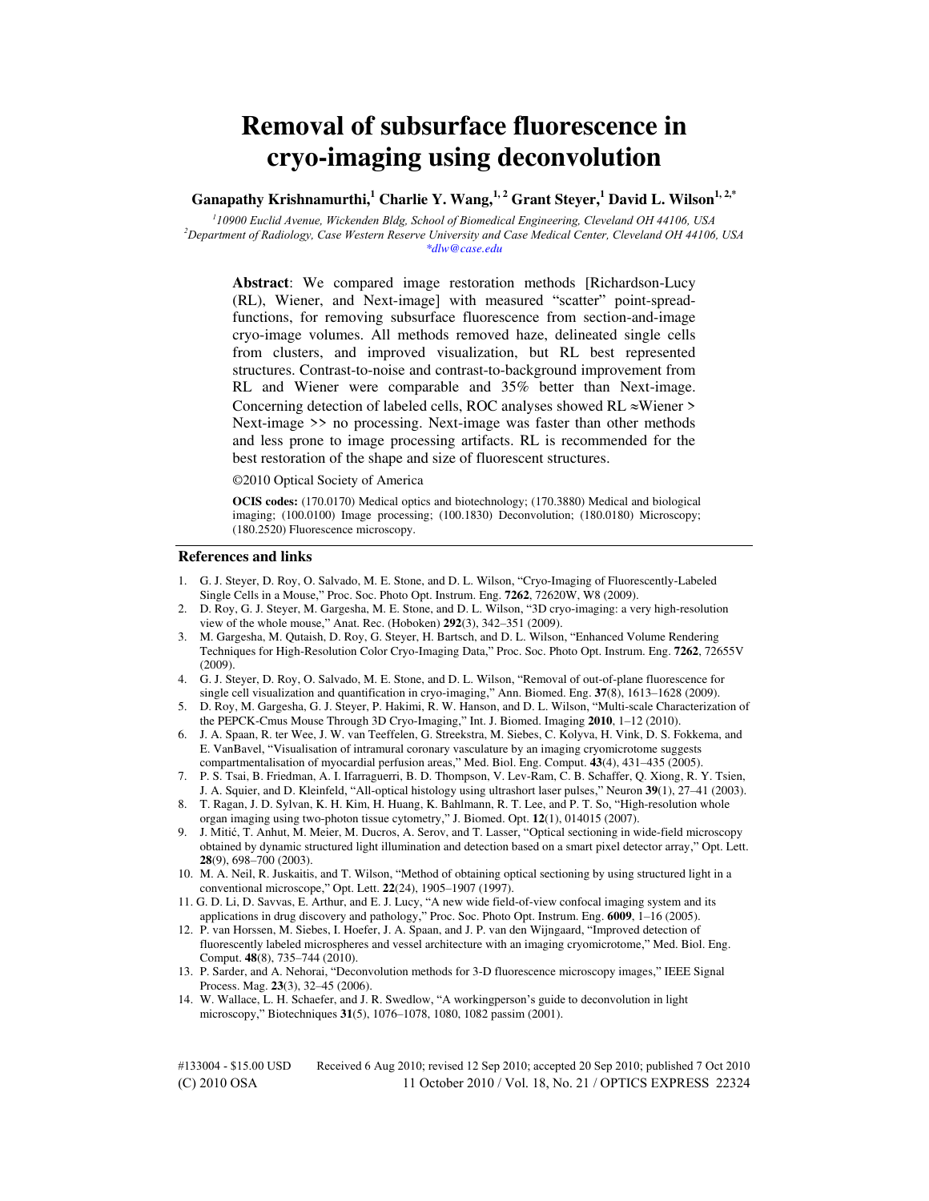# Removal of subsurface fluorescence in cryo-imaging using deconvolution

**Ganapathy Krishnamurthi,[1] Charlie Y. Wang,[1,2] Grant Steyer,[1] David L. Wilson[1,2,*]**

[1]*10900 Euclid Avenue, Wickenden Bldg, School of Biomedical Engineering, Cleveland OH 44106, USA*
[2]*Department of Radiology, Case Western Reserve University and Case Medical Center, Cleveland OH 44106, USA*
*dlw@case.edu

**Abstract**: We compared image restoration methods [Richardson-Lucy (RL), Wiener, and Next-image] with measured "scatter" point-spread-functions, for removing subsurface fluorescence from section-and-image cryo-image volumes. All methods removed haze, delineated single cells from clusters, and improved visualization, but RL best represented structures. Contrast-to-noise and contrast-to-background improvement from RL and Wiener were comparable and 35% better than Next-image. Concerning detection of labeled cells, ROC analyses showed RL ≈Wiener > Next-image >> no processing. Next-image was faster than other methods and less prone to image processing artifacts. RL is recommended for the best restoration of the shape and size of fluorescent structures.

©2010 Optical Society of America

**OCIS codes:** (170.0170) Medical optics and biotechnology; (170.3880) Medical and biological imaging; (100.0100) Image processing; (100.1830) Deconvolution; (180.0180) Microscopy; (180.2520) Fluorescence microscopy.

## References and links

1. G. J. Steyer, D. Roy, O. Salvado, M. E. Stone, and D. L. Wilson, "Cryo-Imaging of Fluorescently-Labeled Single Cells in a Mouse," Proc. Soc. Photo Opt. Instrum. Eng. **7262**, 72620W, W8 (2009).
2. D. Roy, G. J. Steyer, M. Gargesha, M. E. Stone, and D. L. Wilson, "3D cryo-imaging: a very high-resolution view of the whole mouse," Anat. Rec. (Hoboken) **292**(3), 342–351 (2009).
3. M. Gargesha, M. Qutaish, D. Roy, G. Steyer, H. Bartsch, and D. L. Wilson, "Enhanced Volume Rendering Techniques for High-Resolution Color Cryo-Imaging Data," Proc. Soc. Photo Opt. Instrum. Eng. **7262**, 72655V (2009).
4. G. J. Steyer, D. Roy, O. Salvado, M. E. Stone, and D. L. Wilson, "Removal of out-of-plane fluorescence for single cell visualization and quantification in cryo-imaging," Ann. Biomed. Eng. **37**(8), 1613–1628 (2009).
5. D. Roy, M. Gargesha, G. J. Steyer, P. Hakimi, R. W. Hanson, and D. L. Wilson, "Multi-scale Characterization of the PEPCK-Cmus Mouse Through 3D Cryo-Imaging," Int. J. Biomed. Imaging **2010**, 1–12 (2010).
6. J. A. Spaan, R. ter Wee, J. W. van Teeffelen, G. Streekstra, M. Siebes, C. Kolyva, H. Vink, D. S. Fokkema, and E. VanBavel, "Visualisation of intramural coronary vasculature by an imaging cryomicrotome suggests compartmentalisation of myocardial perfusion areas," Med. Biol. Eng. Comput. **43**(4), 431–435 (2005).
7. P. S. Tsai, B. Friedman, A. I. Ifarraguerri, B. D. Thompson, V. Lev-Ram, C. B. Schaffer, Q. Xiong, R. Y. Tsien, J. A. Squier, and D. Kleinfeld, "All-optical histology using ultrashort laser pulses," Neuron **39**(1), 27–41 (2003).
8. T. Ragan, J. D. Sylvan, K. H. Kim, H. Huang, K. Bahlmann, R. T. Lee, and P. T. So, "High-resolution whole organ imaging using two-photon tissue cytometry," J. Biomed. Opt. **12**(1), 014015 (2007).
9. J. Mitić, T. Anhut, M. Meier, M. Ducros, A. Serov, and T. Lasser, "Optical sectioning in wide-field microscopy obtained by dynamic structured light illumination and detection based on a smart pixel detector array," Opt. Lett. **28**(9), 698–700 (2003).
10. M. A. Neil, R. Juskaitis, and T. Wilson, "Method of obtaining optical sectioning by using structured light in a conventional microscope," Opt. Lett. **22**(24), 1905–1907 (1997).
11. G. D. Li, D. Savvas, E. Arthur, and E. J. Lucy, "A new wide field-of-view confocal imaging system and its applications in drug discovery and pathology," Proc. Soc. Photo Opt. Instrum. Eng. **6009**, 1–16 (2005).
12. P. van Horssen, M. Siebes, I. Hoefer, J. A. Spaan, and J. P. van den Wijngaard, "Improved detection of fluorescently labeled microspheres and vessel architecture with an imaging cryomicrotome," Med. Biol. Eng. Comput. **48**(8), 735–744 (2010).
13. P. Sarder, and A. Nehorai, "Deconvolution methods for 3-D fluorescence microscopy images," IEEE Signal Process. Mag. **23**(3), 32–45 (2006).
14. W. Wallace, L. H. Schaefer, and J. R. Swedlow, "A workingperson's guide to deconvolution in light microscopy," Biotechniques **31**(5), 1076–1078, 1080, 1082 passim (2001).

#133004 - $15.00 USD Received 6 Aug 2010; revised 12 Sep 2010; accepted 20 Sep 2010; published 7 Oct 2010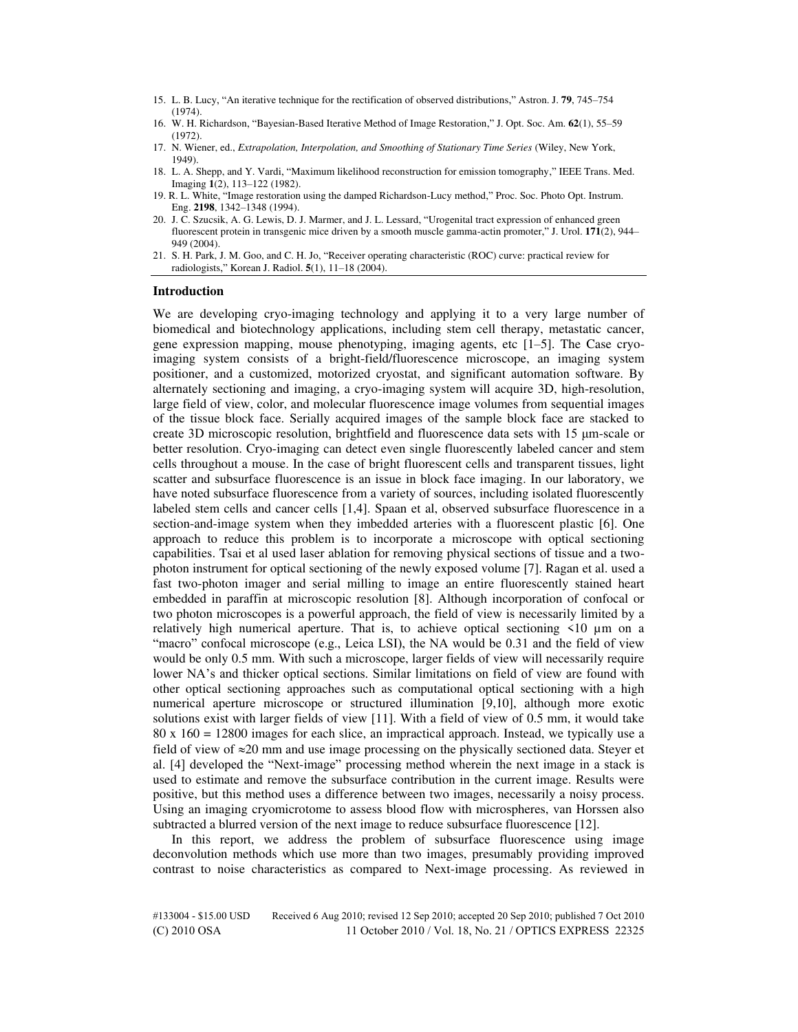15. L. B. Lucy, "An iterative technique for the rectification of observed distributions," Astron. J. **79**, 745–754 (1974).
16. W. H. Richardson, "Bayesian-Based Iterative Method of Image Restoration," J. Opt. Soc. Am. **62**(1), 55–59 (1972).
17. N. Wiener, ed., *Extrapolation, Interpolation, and Smoothing of Stationary Time Series* (Wiley, New York, 1949).
18. L. A. Shepp, and Y. Vardi, "Maximum likelihood reconstruction for emission tomography," IEEE Trans. Med. Imaging **1**(2), 113–122 (1982).
19. R. L. White, "Image restoration using the damped Richardson-Lucy method," Proc. Soc. Photo Opt. Instrum. Eng. **2198**, 1342–1348 (1994).
20. J. C. Szucsik, A. G. Lewis, D. J. Marmer, and J. L. Lessard, "Urogenital tract expression of enhanced green fluorescent protein in transgenic mice driven by a smooth muscle gamma-actin promoter," J. Urol. **171**(2), 944–949 (2004).
21. S. H. Park, J. M. Goo, and C. H. Jo, "Receiver operating characteristic (ROC) curve: practical review for radiologists," Korean J. Radiol. **5**(1), 11–18 (2004).

## Introduction

We are developing cryo-imaging technology and applying it to a very large number of biomedical and biotechnology applications, including stem cell therapy, metastatic cancer, gene expression mapping, mouse phenotyping, imaging agents, etc [1–5]. The Case cryo-imaging system consists of a bright-field/fluorescence microscope, an imaging system positioner, and a customized, motorized cryostat, and significant automation software. By alternately sectioning and imaging, a cryo-imaging system will acquire 3D, high-resolution, large field of view, color, and molecular fluorescence image volumes from sequential images of the tissue block face. Serially acquired images of the sample block face are stacked to create 3D microscopic resolution, brightfield and fluorescence data sets with 15 µm-scale or better resolution. Cryo-imaging can detect even single fluorescently labeled cancer and stem cells throughout a mouse. In the case of bright fluorescent cells and transparent tissues, light scatter and subsurface fluorescence is an issue in block face imaging. In our laboratory, we have noted subsurface fluorescence from a variety of sources, including isolated fluorescently labeled stem cells and cancer cells [1,4]. Spaan et al, observed subsurface fluorescence in a section-and-image system when they imbedded arteries with a fluorescent plastic [6]. One approach to reduce this problem is to incorporate a microscope with optical sectioning capabilities. Tsai et al used laser ablation for removing physical sections of tissue and a two-photon instrument for optical sectioning of the newly exposed volume [7]. Ragan et al. used a fast two-photon imager and serial milling to image an entire fluorescently stained heart embedded in paraffin at microscopic resolution [8]. Although incorporation of confocal or two photon microscopes is a powerful approach, the field of view is necessarily limited by a relatively high numerical aperture. That is, to achieve optical sectioning <10 µm on a "macro" confocal microscope (e.g., Leica LSI), the NA would be 0.31 and the field of view would be only 0.5 mm. With such a microscope, larger fields of view will necessarily require lower NA's and thicker optical sections. Similar limitations on field of view are found with other optical sectioning approaches such as computational optical sectioning with a high numerical aperture microscope or structured illumination [9,10], although more exotic solutions exist with larger fields of view [11]. With a field of view of 0.5 mm, it would take 80 x 160 = 12800 images for each slice, an impractical approach. Instead, we typically use a field of view of ≈20 mm and use image processing on the physically sectioned data. Steyer et al. [4] developed the "Next-image" processing method wherein the next image in a stack is used to estimate and remove the subsurface contribution in the current image. Results were positive, but this method uses a difference between two images, necessarily a noisy process. Using an imaging cryomicrotome to assess blood flow with microspheres, van Horssen also subtracted a blurred version of the next image to reduce subsurface fluorescence [12].

In this report, we address the problem of subsurface fluorescence using image deconvolution methods which use more than two images, presumably providing improved contrast to noise characteristics as compared to Next-image processing. As reviewed in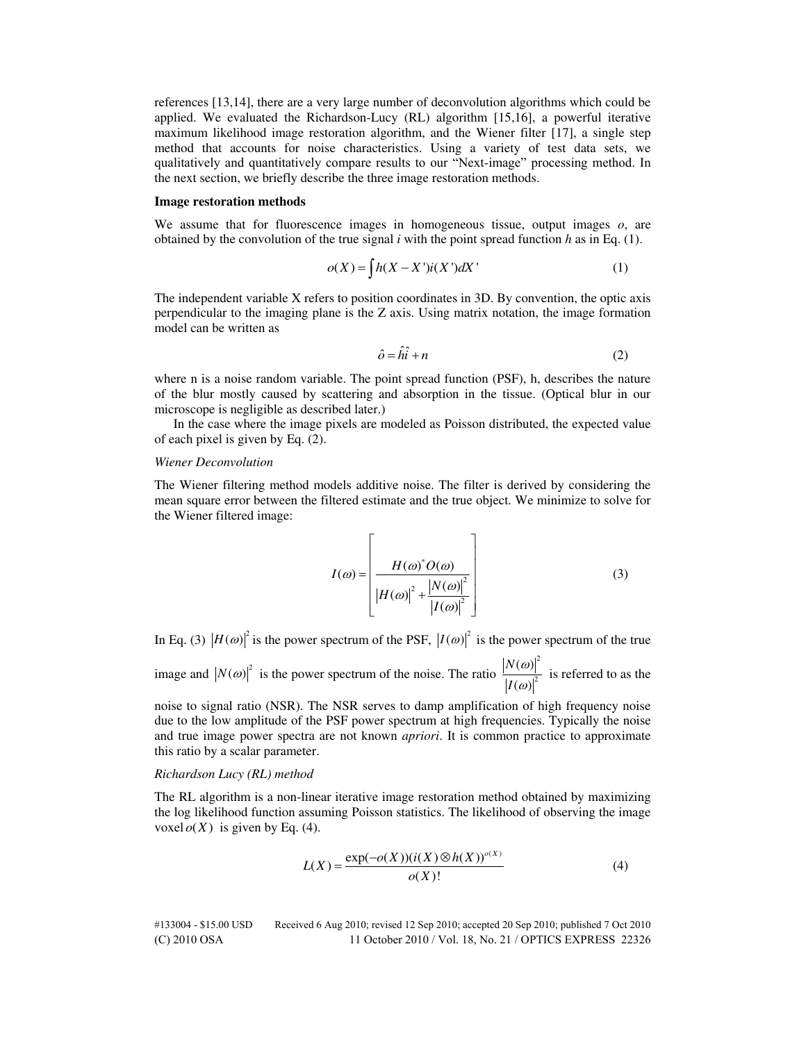references [13,14], there are a very large number of deconvolution algorithms which could be applied. We evaluated the Richardson-Lucy (RL) algorithm [15,16], a powerful iterative maximum likelihood image restoration algorithm, and the Wiener filter [17], a single step method that accounts for noise characteristics. Using a variety of test data sets, we qualitatively and quantitatively compare results to our "Next-image" processing method. In the next section, we briefly describe the three image restoration methods.

**Image restoration methods**

We assume that for fluorescence images in homogeneous tissue, output images *o*, are obtained by the convolution of the true signal *i* with the point spread function *h* as in Eq. (1).

$$o(X) = \int h(X - X')i(X')dX' \quad (1)$$

The independent variable X refers to position coordinates in 3D. By convention, the optic axis perpendicular to the imaging plane is the Z axis. Using matrix notation, the image formation model can be written as

$$\hat{o} = \hat{h}\hat{i} + n \quad (2)$$

where n is a noise random variable. The point spread function (PSF), h, describes the nature of the blur mostly caused by scattering and absorption in the tissue. (Optical blur in our microscope is negligible as described later.)

In the case where the image pixels are modeled as Poisson distributed, the expected value of each pixel is given by Eq. (2).

*Wiener Deconvolution*

The Wiener filtering method models additive noise. The filter is derived by considering the mean square error between the filtered estimate and the true object. We minimize to solve for the Wiener filtered image:

$$I(\omega) = \left[ \frac{H(\omega)^* O(\omega)}{\left|H(\omega)\right|^2 + \frac{\left|N(\omega)\right|^2}{\left|I(\omega)\right|^2}} \right] \quad (3)$$

In Eq. (3) $\left|H(\omega)\right|^2$ is the power spectrum of the PSF, $\left|I(\omega)\right|^2$ is the power spectrum of the true image and $\left|N(\omega)\right|^2$ is the power spectrum of the noise. The ratio $\frac{\left|N(\omega)\right|^2}{\left|I(\omega)\right|^2}$ is referred to as the noise to signal ratio (NSR). The NSR serves to damp amplification of high frequency noise due to the low amplitude of the PSF power spectrum at high frequencies. Typically the noise and true image power spectra are not known *apriori*. It is common practice to approximate this ratio by a scalar parameter.

*Richardson Lucy (RL) method*

The RL algorithm is a non-linear iterative image restoration method obtained by maximizing the log likelihood function assuming Poisson statistics. The likelihood of observing the image voxel $o(X)$ is given by Eq. (4).

$$L(X) = \frac{\exp(-o(X))(i(X) \otimes h(X))^{o(X)}}{o(X)!} \quad (4)$$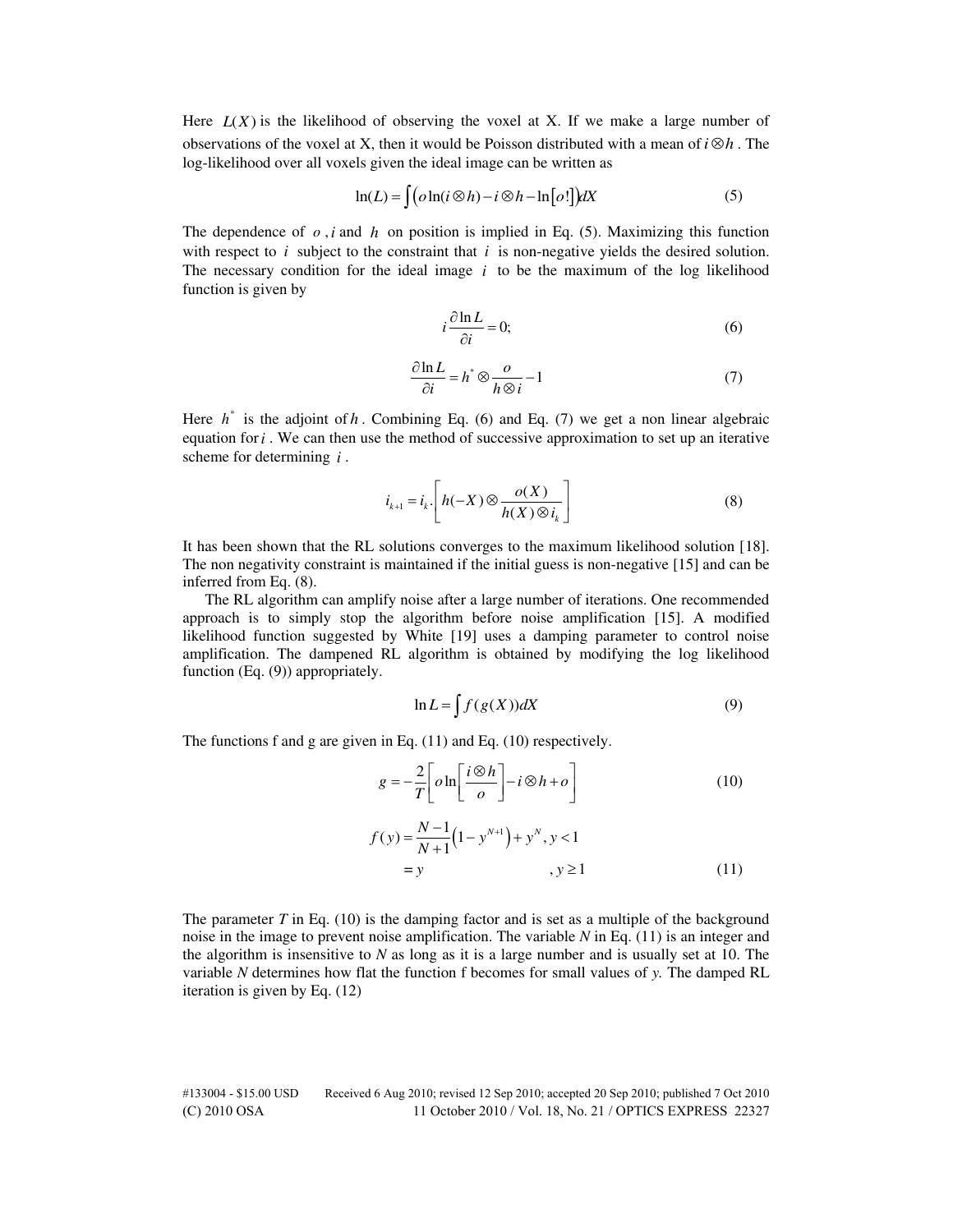Here $L(X)$ is the likelihood of observing the voxel at X. If we make a large number of observations of the voxel at X, then it would be Poisson distributed with a mean of $i \otimes h$. The log-likelihood over all voxels given the ideal image can be written as

$$\ln(L) = \int \left( o \ln(i \otimes h) - i \otimes h - \ln[o!] \right) dX \tag{5}$$

The dependence of $o$, $i$ and $h$ on position is implied in Eq. (5). Maximizing this function with respect to $i$ subject to the constraint that $i$ is non-negative yields the desired solution. The necessary condition for the ideal image $i$ to be the maximum of the log likelihood function is given by

$$i \frac{\partial \ln L}{\partial i} = 0; \tag{6}$$

$$\frac{\partial \ln L}{\partial i} = h^* \otimes \frac{o}{h \otimes i} - 1 \tag{7}$$

Here $h^*$ is the adjoint of $h$. Combining Eq. (6) and Eq. (7) we get a non linear algebraic equation for $i$. We can then use the method of successive approximation to set up an iterative scheme for determining $i$.

$$i_{k+1} = i_k \cdot \left[ h(-X) \otimes \frac{o(X)}{h(X) \otimes i_k} \right] \tag{8}$$

It has been shown that the RL solutions converges to the maximum likelihood solution [18]. The non negativity constraint is maintained if the initial guess is non-negative [15] and can be inferred from Eq. (8).

The RL algorithm can amplify noise after a large number of iterations. One recommended approach is to simply stop the algorithm before noise amplification [15]. A modified likelihood function suggested by White [19] uses a damping parameter to control noise amplification. The dampened RL algorithm is obtained by modifying the log likelihood function (Eq. (9)) appropriately.

$$\ln L = \int f(g(X)) dX \tag{9}$$

The functions f and g are given in Eq. (11) and Eq. (10) respectively.

$$g = -\frac{2}{T} \left[ o \ln\left[ \frac{i \otimes h}{o} \right] - i \otimes h + o \right] \tag{10}$$

$$\begin{aligned} f(y) &= \frac{N-1}{N+1}\left(1 - y^{N+1}\right) + y^N, \quad y < 1 \\ &= y \qquad\qquad\qquad\qquad\qquad\quad, \quad y \geq 1 \end{aligned} \tag{11}$$

The parameter *T* in Eq. (10) is the damping factor and is set as a multiple of the background noise in the image to prevent noise amplification. The variable *N* in Eq. (11) is an integer and the algorithm is insensitive to *N* as long as it is a large number and is usually set at 10. The variable *N* determines how flat the function f becomes for small values of *y.* The damped RL iteration is given by Eq. (12)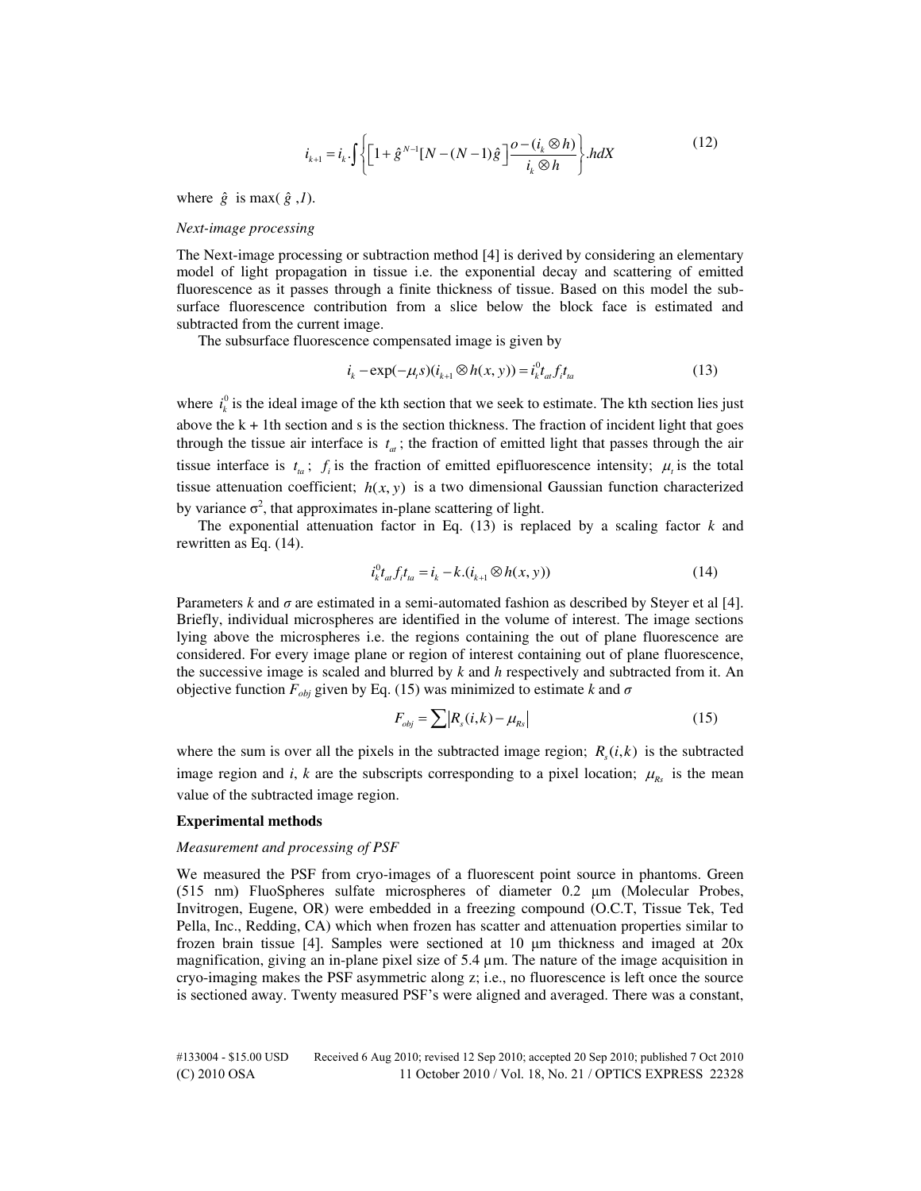$$i_{k+1} = i_k . \int \left\{ \left[ 1 + \hat{g}^{N-1}[N-(N-1)\hat{g}\,\right] \frac{o-(i_k \otimes h)}{i_k \otimes h} \right\} .hdX \tag{12}$$

where $\hat{g}$ is max( $\hat{g}$ ,*1*).

*Next-image processing*

The Next-image processing or subtraction method [4] is derived by considering an elementary model of light propagation in tissue i.e. the exponential decay and scattering of emitted fluorescence as it passes through a finite thickness of tissue. Based on this model the sub-surface fluorescence contribution from a slice below the block face is estimated and subtracted from the current image.

The subsurface fluorescence compensated image is given by

$$i_k - \exp(-\mu_t s)(i_{k+1} \otimes h(x,y)) = i_k^0 t_{at} f_i t_{ta} \tag{13}$$

where $i_k^0$ is the ideal image of the kth section that we seek to estimate. The kth section lies just above the k + 1th section and s is the section thickness. The fraction of incident light that goes through the tissue air interface is $t_{at}$; the fraction of emitted light that passes through the air tissue interface is $t_{ta}$; $f_i$ is the fraction of emitted epifluorescence intensity; $\mu_t$ is the total tissue attenuation coefficient; $h(x,y)$ is a two dimensional Gaussian function characterized by variance $\sigma^2$, that approximates in-plane scattering of light.

The exponential attenuation factor in Eq. (13) is replaced by a scaling factor *k* and rewritten as Eq. (14).

$$i_k^0 t_{at} f_i t_{ta} = i_k - k.(i_{k+1} \otimes h(x,y)) \tag{14}$$

Parameters *k* and *σ* are estimated in a semi-automated fashion as described by Steyer et al [4]. Briefly, individual microspheres are identified in the volume of interest. The image sections lying above the microspheres i.e. the regions containing the out of plane fluorescence are considered. For every image plane or region of interest containing out of plane fluorescence, the successive image is scaled and blurred by *k* and *h* respectively and subtracted from it. An objective function $F_{obj}$ given by Eq. (15) was minimized to estimate *k* and *σ*

$$F_{obj} = \sum \left| R_s(i,k) - \mu_{Rs} \right| \tag{15}$$

where the sum is over all the pixels in the subtracted image region; $R_s(i,k)$ is the subtracted image region and *i*, *k* are the subscripts corresponding to a pixel location; $\mu_{Rs}$ is the mean value of the subtracted image region.

**Experimental methods**

*Measurement and processing of PSF*

We measured the PSF from cryo-images of a fluorescent point source in phantoms. Green (515 nm) FluoSpheres sulfate microspheres of diameter 0.2 µm (Molecular Probes, Invitrogen, Eugene, OR) were embedded in a freezing compound (O.C.T, Tissue Tek, Ted Pella, Inc., Redding, CA) which when frozen has scatter and attenuation properties similar to frozen brain tissue [4]. Samples were sectioned at 10 µm thickness and imaged at 20x magnification, giving an in-plane pixel size of 5.4 µm. The nature of the image acquisition in cryo-imaging makes the PSF asymmetric along z; i.e., no fluorescence is left once the source is sectioned away. Twenty measured PSF's were aligned and averaged. There was a constant,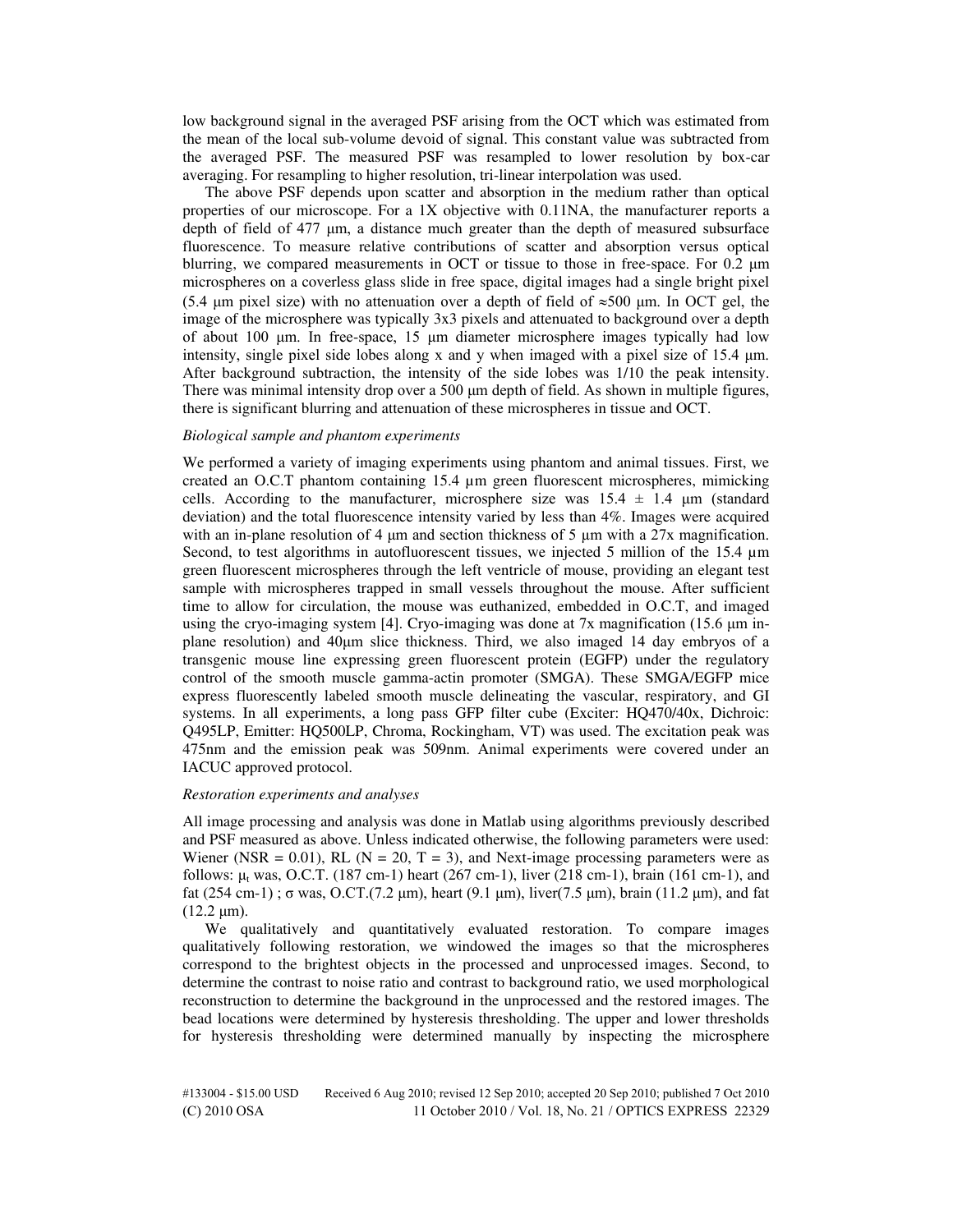low background signal in the averaged PSF arising from the OCT which was estimated from the mean of the local sub-volume devoid of signal. This constant value was subtracted from the averaged PSF. The measured PSF was resampled to lower resolution by box-car averaging. For resampling to higher resolution, tri-linear interpolation was used.

The above PSF depends upon scatter and absorption in the medium rather than optical properties of our microscope. For a 1X objective with 0.11NA, the manufacturer reports a depth of field of 477 µm, a distance much greater than the depth of measured subsurface fluorescence. To measure relative contributions of scatter and absorption versus optical blurring, we compared measurements in OCT or tissue to those in free-space. For 0.2 µm microspheres on a coverless glass slide in free space, digital images had a single bright pixel (5.4 µm pixel size) with no attenuation over a depth of field of ≈500 µm. In OCT gel, the image of the microsphere was typically 3x3 pixels and attenuated to background over a depth of about 100 µm. In free-space, 15 µm diameter microsphere images typically had low intensity, single pixel side lobes along x and y when imaged with a pixel size of 15.4 µm. After background subtraction, the intensity of the side lobes was 1/10 the peak intensity. There was minimal intensity drop over a 500 µm depth of field. As shown in multiple figures, there is significant blurring and attenuation of these microspheres in tissue and OCT.

### *Biological sample and phantom experiments*

We performed a variety of imaging experiments using phantom and animal tissues. First, we created an O.C.T phantom containing 15.4 µm green fluorescent microspheres, mimicking cells. According to the manufacturer, microsphere size was 15.4 ± 1.4 µm (standard deviation) and the total fluorescence intensity varied by less than 4%. Images were acquired with an in-plane resolution of 4 µm and section thickness of 5 µm with a 27x magnification. Second, to test algorithms in autofluorescent tissues, we injected 5 million of the 15.4 µm green fluorescent microspheres through the left ventricle of mouse, providing an elegant test sample with microspheres trapped in small vessels throughout the mouse. After sufficient time to allow for circulation, the mouse was euthanized, embedded in O.C.T, and imaged using the cryo-imaging system [4]. Cryo-imaging was done at 7x magnification (15.6 µm in-plane resolution) and 40µm slice thickness. Third, we also imaged 14 day embryos of a transgenic mouse line expressing green fluorescent protein (EGFP) under the regulatory control of the smooth muscle gamma-actin promoter (SMGA). These SMGA/EGFP mice express fluorescently labeled smooth muscle delineating the vascular, respiratory, and GI systems. In all experiments, a long pass GFP filter cube (Exciter: HQ470/40x, Dichroic: Q495LP, Emitter: HQ500LP, Chroma, Rockingham, VT) was used. The excitation peak was 475nm and the emission peak was 509nm. Animal experiments were covered under an IACUC approved protocol.

### *Restoration experiments and analyses*

All image processing and analysis was done in Matlab using algorithms previously described and PSF measured as above. Unless indicated otherwise, the following parameters were used: Wiener (NSR = 0.01), RL (N = 20, T = 3), and Next-image processing parameters were as follows: $\mu_t$ was, O.C.T. (187 cm-1) heart (267 cm-1), liver (218 cm-1), brain (161 cm-1), and fat (254 cm-1) ; $\sigma$ was, O.C.T.(7.2 µm), heart (9.1 µm), liver(7.5 µm), brain (11.2 µm), and fat (12.2 µm).

We qualitatively and quantitatively evaluated restoration. To compare images qualitatively following restoration, we windowed the images so that the microspheres correspond to the brightest objects in the processed and unprocessed images. Second, to determine the contrast to noise ratio and contrast to background ratio, we used morphological reconstruction to determine the background in the unprocessed and the restored images. The bead locations were determined by hysteresis thresholding. The upper and lower thresholds for hysteresis thresholding were determined manually by inspecting the microsphere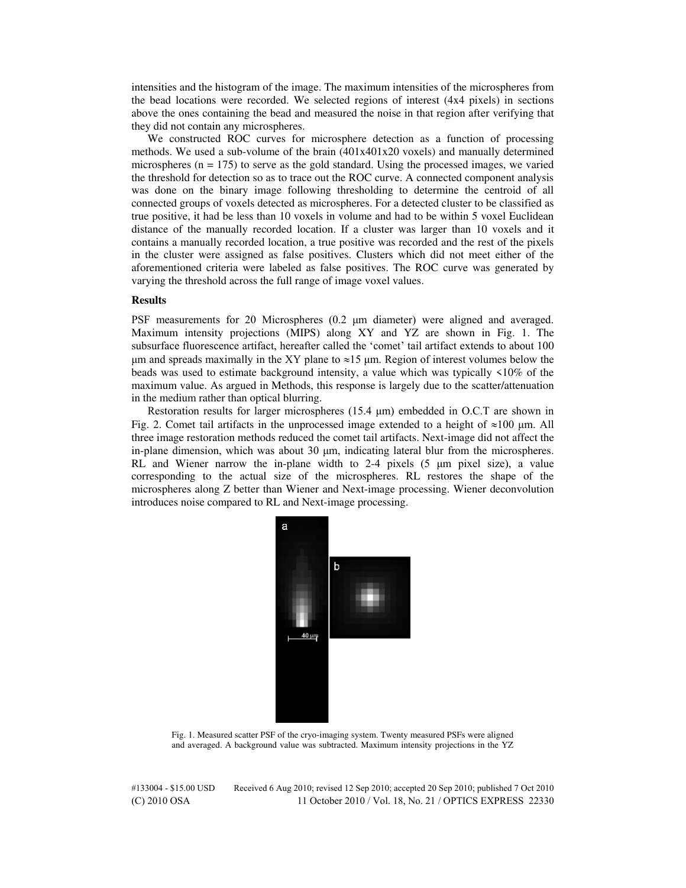intensities and the histogram of the image. The maximum intensities of the microspheres from the bead locations were recorded. We selected regions of interest (4x4 pixels) in sections above the ones containing the bead and measured the noise in that region after verifying that they did not contain any microspheres.

We constructed ROC curves for microsphere detection as a function of processing methods. We used a sub-volume of the brain (401x401x20 voxels) and manually determined microspheres (n = 175) to serve as the gold standard. Using the processed images, we varied the threshold for detection so as to trace out the ROC curve. A connected component analysis was done on the binary image following thresholding to determine the centroid of all connected groups of voxels detected as microspheres. For a detected cluster to be classified as true positive, it had be less than 10 voxels in volume and had to be within 5 voxel Euclidean distance of the manually recorded location. If a cluster was larger than 10 voxels and it contains a manually recorded location, a true positive was recorded and the rest of the pixels in the cluster were assigned as false positives. Clusters which did not meet either of the aforementioned criteria were labeled as false positives. The ROC curve was generated by varying the threshold across the full range of image voxel values.

**Results**

PSF measurements for 20 Microspheres (0.2 μm diameter) were aligned and averaged. Maximum intensity projections (MIPS) along XY and YZ are shown in Fig. 1. The subsurface fluorescence artifact, hereafter called the 'comet' tail artifact extends to about 100 μm and spreads maximally in the XY plane to ≈15 μm. Region of interest volumes below the beads was used to estimate background intensity, a value which was typically <10% of the maximum value. As argued in Methods, this response is largely due to the scatter/attenuation in the medium rather than optical blurring.

Restoration results for larger microspheres (15.4 μm) embedded in O.C.T are shown in Fig. 2. Comet tail artifacts in the unprocessed image extended to a height of ≈100 μm. All three image restoration methods reduced the comet tail artifacts. Next-image did not affect the in-plane dimension, which was about 30 μm, indicating lateral blur from the microspheres. RL and Wiener narrow the in-plane width to 2-4 pixels (5 μm pixel size), a value corresponding to the actual size of the microspheres. RL restores the shape of the microspheres along Z better than Wiener and Next-image processing. Wiener deconvolution introduces noise compared to RL and Next-image processing.

Fig. 1. Measured scatter PSF of the cryo-imaging system. Twenty measured PSFs were aligned and averaged. A background value was subtracted. Maximum intensity projections in the YZ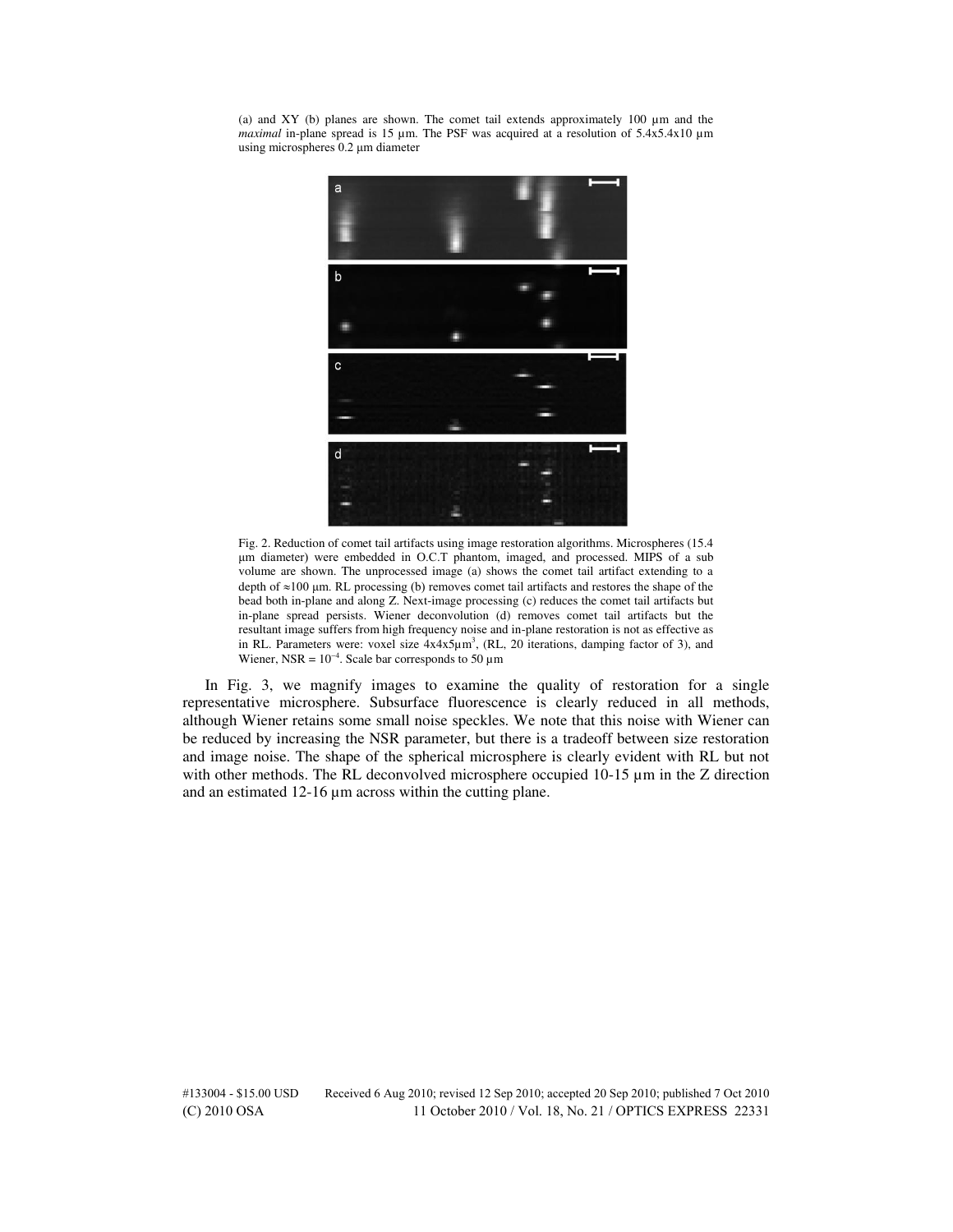(a) and XY (b) planes are shown. The comet tail extends approximately 100 µm and the *maximal* in-plane spread is 15 µm. The PSF was acquired at a resolution of 5.4x5.4x10 µm using microspheres 0.2 µm diameter

Fig. 2. Reduction of comet tail artifacts using image restoration algorithms. Microspheres (15.4 µm diameter) were embedded in O.C.T phantom, imaged, and processed. MIPS of a sub volume are shown. The unprocessed image (a) shows the comet tail artifact extending to a depth of ≈100 µm. RL processing (b) removes comet tail artifacts and restores the shape of the bead both in-plane and along Z. Next-image processing (c) reduces the comet tail artifacts but in-plane spread persists. Wiener deconvolution (d) removes comet tail artifacts but the resultant image suffers from high frequency noise and in-plane restoration is not as effective as in RL. Parameters were: voxel size 4x4x5µm$^3$, (RL, 20 iterations, damping factor of 3), and Wiener, NSR = $10^{-4}$. Scale bar corresponds to 50 µm

In Fig. 3, we magnify images to examine the quality of restoration for a single representative microsphere. Subsurface fluorescence is clearly reduced in all methods, although Wiener retains some small noise speckles. We note that this noise with Wiener can be reduced by increasing the NSR parameter, but there is a tradeoff between size restoration and image noise. The shape of the spherical microsphere is clearly evident with RL but not with other methods. The RL deconvolved microsphere occupied 10-15 µm in the Z direction and an estimated 12-16 µm across within the cutting plane.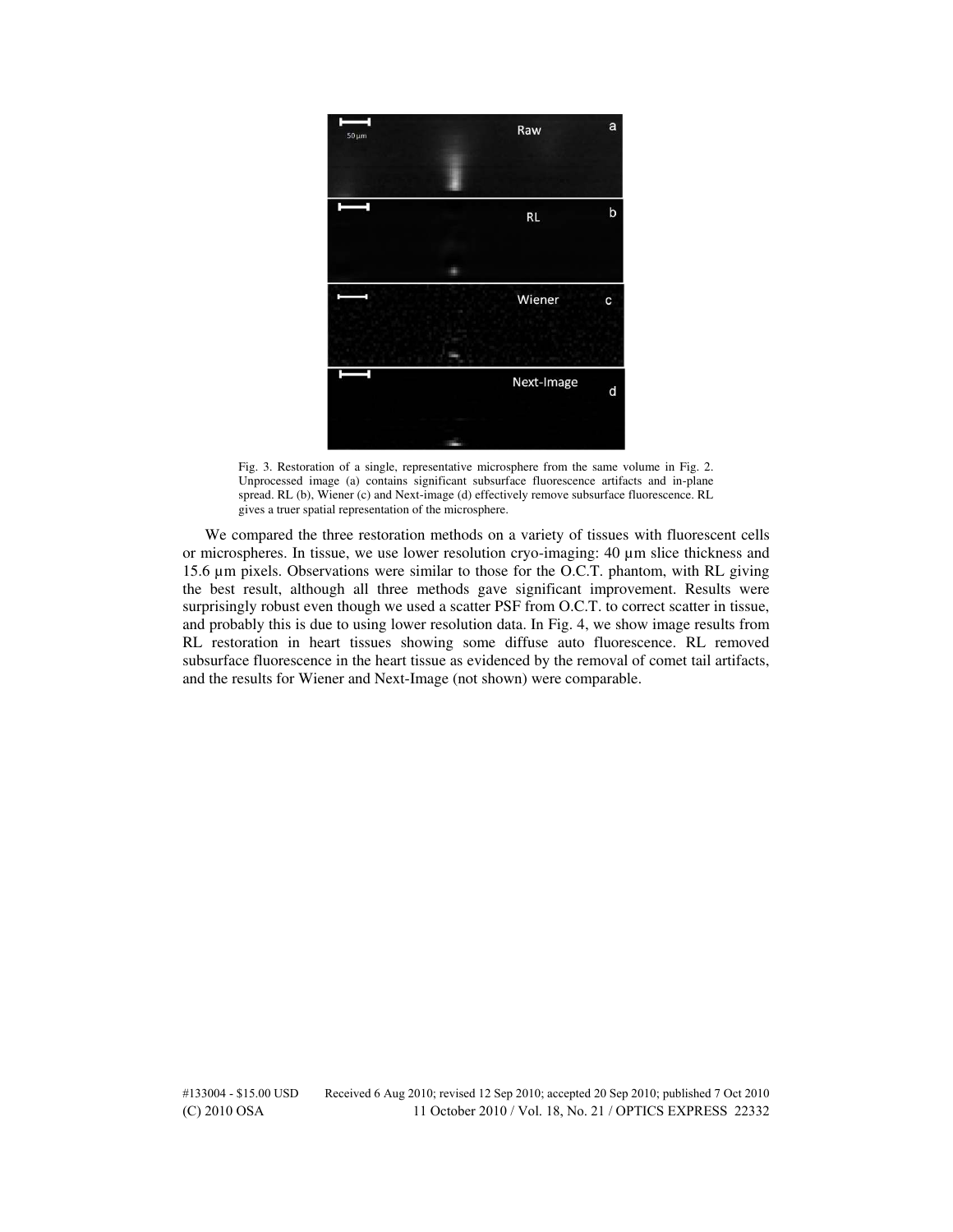Fig. 3. Restoration of a single, representative microsphere from the same volume in Fig. 2. Unprocessed image (a) contains significant subsurface fluorescence artifacts and in-plane spread. RL (b), Wiener (c) and Next-image (d) effectively remove subsurface fluorescence. RL gives a truer spatial representation of the microsphere.

We compared the three restoration methods on a variety of tissues with fluorescent cells or microspheres. In tissue, we use lower resolution cryo-imaging: 40 µm slice thickness and 15.6 µm pixels. Observations were similar to those for the O.C.T. phantom, with RL giving the best result, although all three methods gave significant improvement. Results were surprisingly robust even though we used a scatter PSF from O.C.T. to correct scatter in tissue, and probably this is due to using lower resolution data. In Fig. 4, we show image results from RL restoration in heart tissues showing some diffuse auto fluorescence. RL removed subsurface fluorescence in the heart tissue as evidenced by the removal of comet tail artifacts, and the results for Wiener and Next-Image (not shown) were comparable.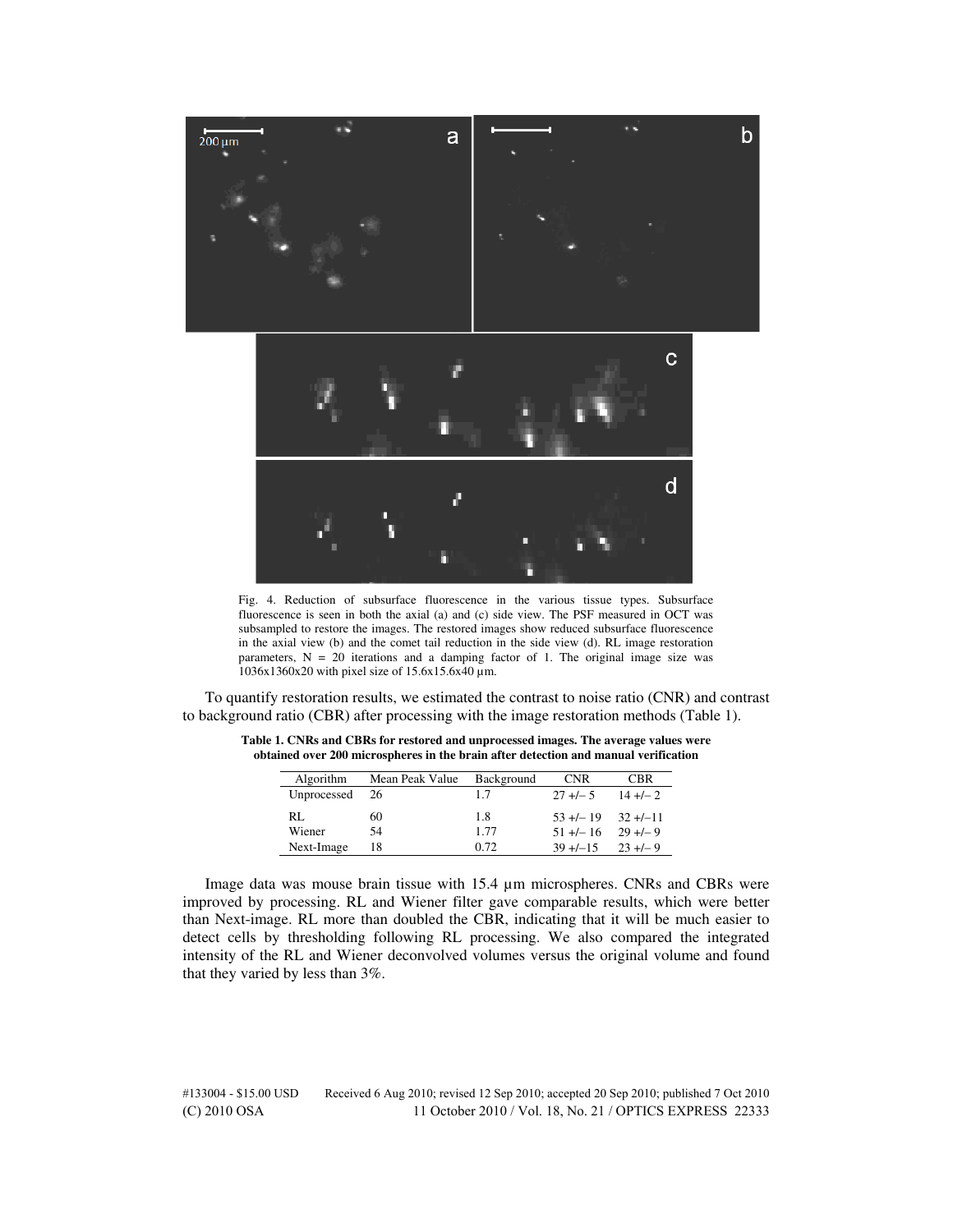Fig. 4. Reduction of subsurface fluorescence in the various tissue types. Subsurface fluorescence is seen in both the axial (a) and (c) side view. The PSF measured in OCT was subsampled to restore the images. The restored images show reduced subsurface fluorescence in the axial view (b) and the comet tail reduction in the side view (d). RL image restoration parameters, N = 20 iterations and a damping factor of 1. The original image size was 1036x1360x20 with pixel size of 15.6x15.6x40 µm.

To quantify restoration results, we estimated the contrast to noise ratio (CNR) and contrast to background ratio (CBR) after processing with the image restoration methods (Table 1).

**Table 1. CNRs and CBRs for restored and unprocessed images. The average values were obtained over 200 microspheres in the brain after detection and manual verification**

| Algorithm | Mean Peak Value | Background | CNR | CBR |
|---|---|---|---|---|
| Unprocessed | 26 | 1.7 | 27 +/– 5 | 14 +/– 2 |
| RL | 60 | 1.8 | 53 +/– 19 | 32 +/–11 |
| Wiener | 54 | 1.77 | 51 +/– 16 | 29 +/– 9 |
| Next-Image | 18 | 0.72 | 39 +/–15 | 23 +/– 9 |

Image data was mouse brain tissue with 15.4 µm microspheres. CNRs and CBRs were improved by processing. RL and Wiener filter gave comparable results, which were better than Next-image. RL more than doubled the CBR, indicating that it will be much easier to detect cells by thresholding following RL processing. We also compared the integrated intensity of the RL and Wiener deconvolved volumes versus the original volume and found that they varied by less than 3%.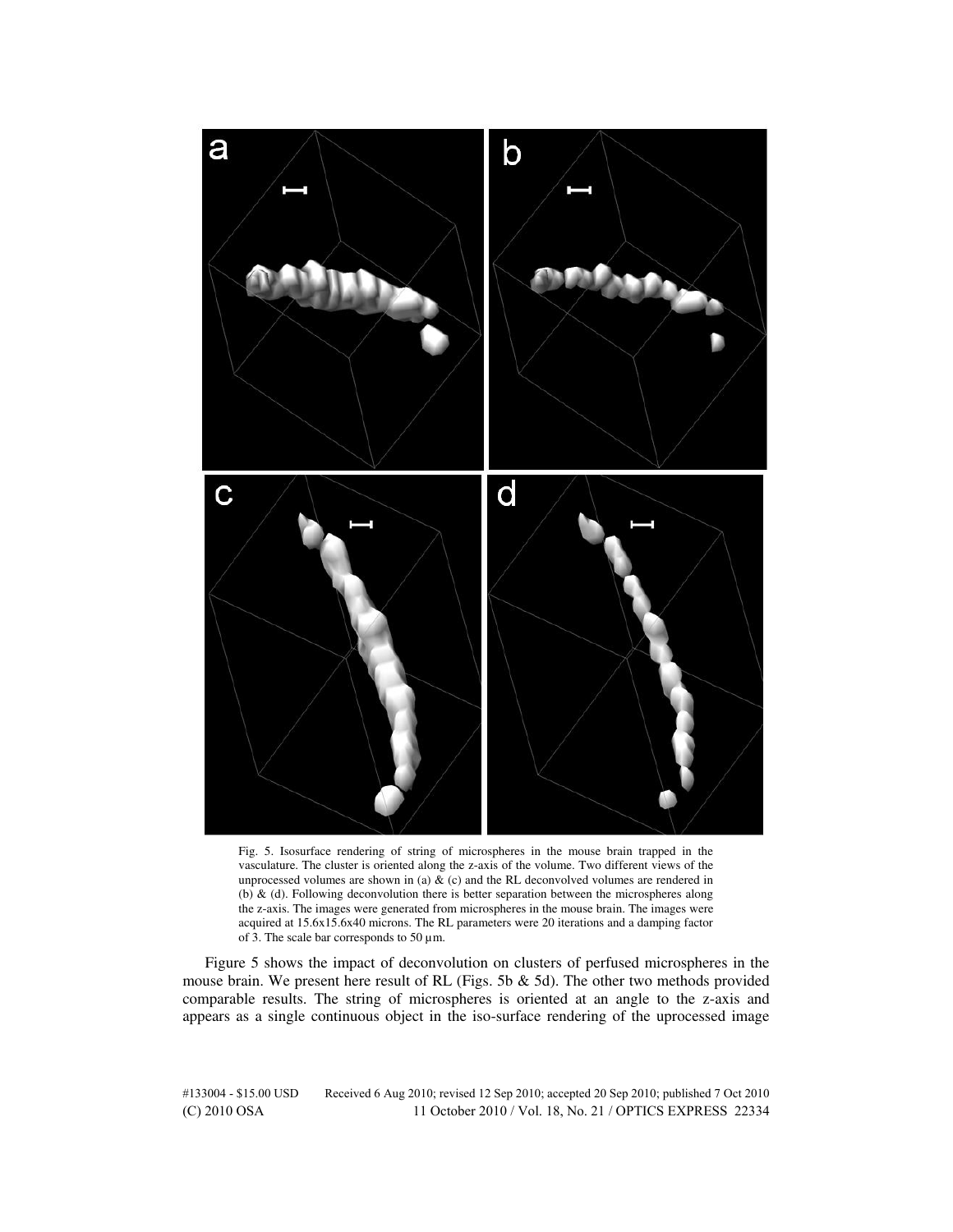Fig. 5. Isosurface rendering of string of microspheres in the mouse brain trapped in the vasculature. The cluster is oriented along the z-axis of the volume. Two different views of the unprocessed volumes are shown in (a) & (c) and the RL deconvolved volumes are rendered in (b) & (d). Following deconvolution there is better separation between the microspheres along the z-axis. The images were generated from microspheres in the mouse brain. The images were acquired at 15.6x15.6x40 microns. The RL parameters were 20 iterations and a damping factor of 3. The scale bar corresponds to 50 μm.

Figure 5 shows the impact of deconvolution on clusters of perfused microspheres in the mouse brain. We present here result of RL (Figs. 5b & 5d). The other two methods provided comparable results. The string of microspheres is oriented at an angle to the z-axis and appears as a single continuous object in the iso-surface rendering of the uprocessed image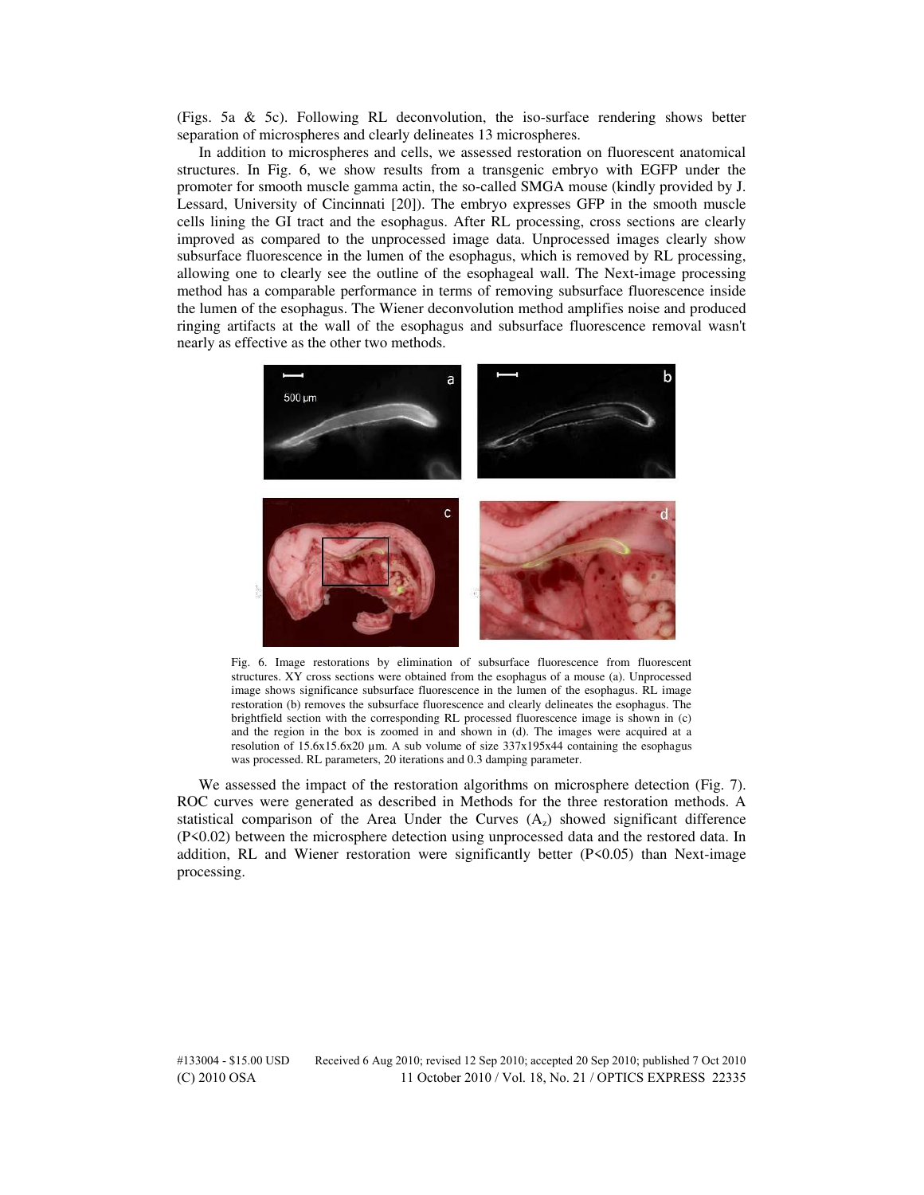(Figs. 5a & 5c). Following RL deconvolution, the iso-surface rendering shows better separation of microspheres and clearly delineates 13 microspheres.

In addition to microspheres and cells, we assessed restoration on fluorescent anatomical structures. In Fig. 6, we show results from a transgenic embryo with EGFP under the promoter for smooth muscle gamma actin, the so-called SMGA mouse (kindly provided by J. Lessard, University of Cincinnati [20]). The embryo expresses GFP in the smooth muscle cells lining the GI tract and the esophagus. After RL processing, cross sections are clearly improved as compared to the unprocessed image data. Unprocessed images clearly show subsurface fluorescence in the lumen of the esophagus, which is removed by RL processing, allowing one to clearly see the outline of the esophageal wall. The Next-image processing method has a comparable performance in terms of removing subsurface fluorescence inside the lumen of the esophagus. The Wiener deconvolution method amplifies noise and produced ringing artifacts at the wall of the esophagus and subsurface fluorescence removal wasn't nearly as effective as the other two methods.

Fig. 6. Image restorations by elimination of subsurface fluorescence from fluorescent structures. XY cross sections were obtained from the esophagus of a mouse (a). Unprocessed image shows significance subsurface fluorescence in the lumen of the esophagus. RL image restoration (b) removes the subsurface fluorescence and clearly delineates the esophagus. The brightfield section with the corresponding RL processed fluorescence image is shown in (c) and the region in the box is zoomed in and shown in (d). The images were acquired at a resolution of 15.6x15.6x20 µm. A sub volume of size 337x195x44 containing the esophagus was processed. RL parameters, 20 iterations and 0.3 damping parameter.

We assessed the impact of the restoration algorithms on microsphere detection (Fig. 7). ROC curves were generated as described in Methods for the three restoration methods. A statistical comparison of the Area Under the Curves ($A_z$) showed significant difference ($P<0.02$) between the microsphere detection using unprocessed data and the restored data. In addition, RL and Wiener restoration were significantly better ($P<0.05$) than Next-image processing.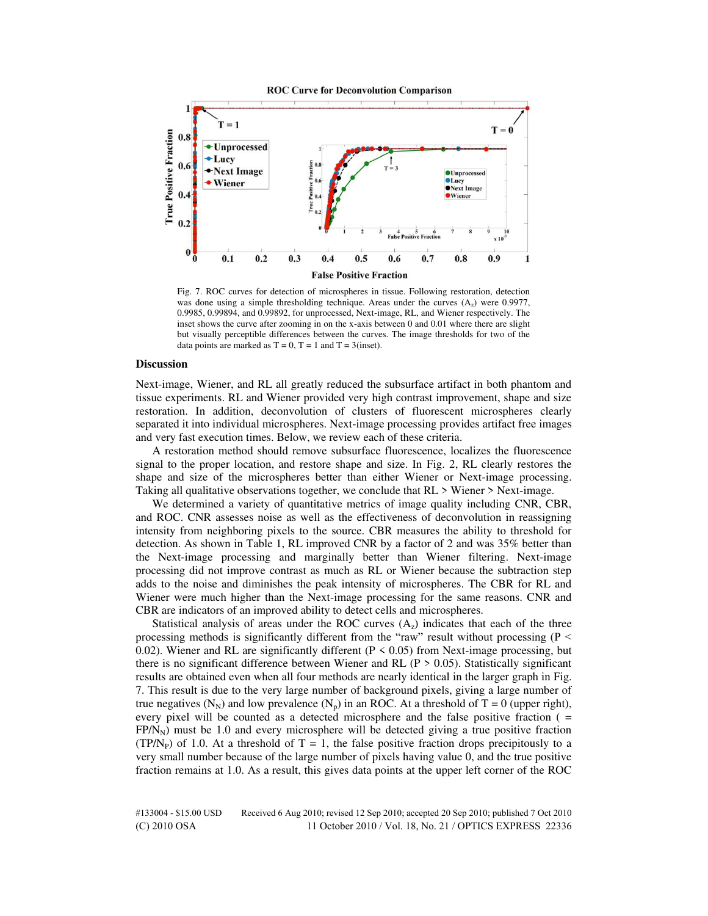Fig. 7. ROC curves for detection of microspheres in tissue. Following restoration, detection was done using a simple thresholding technique. Areas under the curves ($A_z$) were 0.9977, 0.9985, 0.99894, and 0.99892, for unprocessed, Next-image, RL, and Wiener respectively. The inset shows the curve after zooming in on the x-axis between 0 and 0.01 where there are slight but visually perceptible differences between the curves. The image thresholds for two of the data points are marked as T = 0, T = 1 and T = 3(inset).

## Discussion

Next-image, Wiener, and RL all greatly reduced the subsurface artifact in both phantom and tissue experiments. RL and Wiener provided very high contrast improvement, shape and size restoration. In addition, deconvolution of clusters of fluorescent microspheres clearly separated it into individual microspheres. Next-image processing provides artifact free images and very fast execution times. Below, we review each of these criteria.

A restoration method should remove subsurface fluorescence, localizes the fluorescence signal to the proper location, and restore shape and size. In Fig. 2, RL clearly restores the shape and size of the microspheres better than either Wiener or Next-image processing. Taking all qualitative observations together, we conclude that RL > Wiener > Next-image.

We determined a variety of quantitative metrics of image quality including CNR, CBR, and ROC. CNR assesses noise as well as the effectiveness of deconvolution in reassigning intensity from neighboring pixels to the source. CBR measures the ability to threshold for detection. As shown in Table 1, RL improved CNR by a factor of 2 and was 35% better than the Next-image processing and marginally better than Wiener filtering. Next-image processing did not improve contrast as much as RL or Wiener because the subtraction step adds to the noise and diminishes the peak intensity of microspheres. The CBR for RL and Wiener were much higher than the Next-image processing for the same reasons. CNR and CBR are indicators of an improved ability to detect cells and microspheres.

Statistical analysis of areas under the ROC curves ($A_z$) indicates that each of the three processing methods is significantly different from the "raw" result without processing ($P < 0.02$). Wiener and RL are significantly different ($P < 0.05$) from Next-image processing, but there is no significant difference between Wiener and RL ($P > 0.05$). Statistically significant results are obtained even when all four methods are nearly identical in the larger graph in Fig. 7. This result is due to the very large number of background pixels, giving a large number of true negatives ($N_N$) and low prevalence ($N_p$) in an ROC. At a threshold of T = 0 (upper right), every pixel will be counted as a detected microsphere and the false positive fraction ( = $FP/N_N$) must be 1.0 and every microsphere will be detected giving a true positive fraction ($TP/N_P$) of 1.0. At a threshold of T = 1, the false positive fraction drops precipitously to a very small number because of the large number of pixels having value 0, and the true positive fraction remains at 1.0. As a result, this gives data points at the upper left corner of the ROC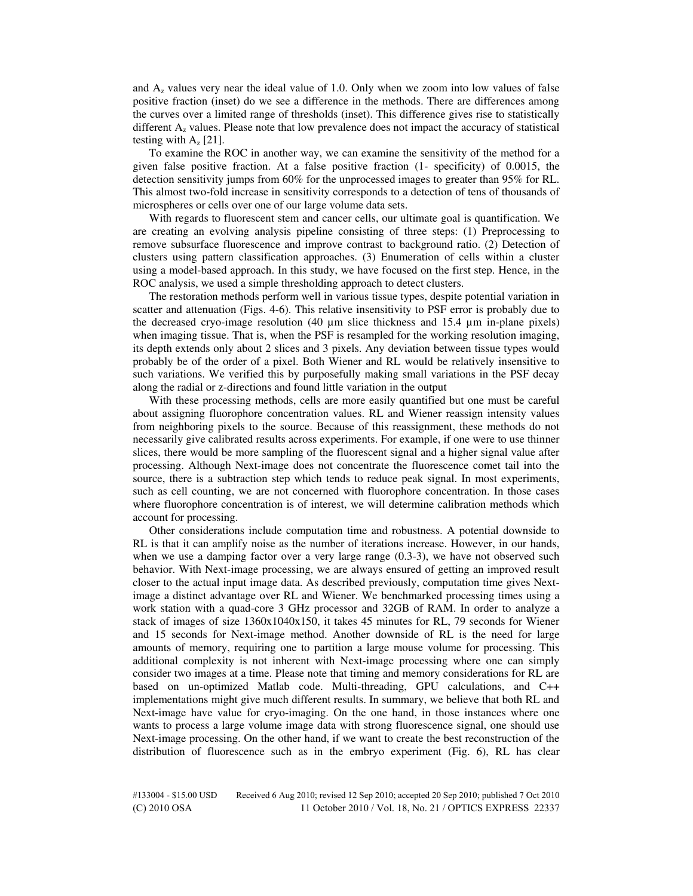and $A_z$ values very near the ideal value of 1.0. Only when we zoom into low values of false positive fraction (inset) do we see a difference in the methods. There are differences among the curves over a limited range of thresholds (inset). This difference gives rise to statistically different $A_z$ values. Please note that low prevalence does not impact the accuracy of statistical testing with $A_z$ [21].

To examine the ROC in another way, we can examine the sensitivity of the method for a given false positive fraction. At a false positive fraction (1- specificity) of 0.0015, the detection sensitivity jumps from 60% for the unprocessed images to greater than 95% for RL. This almost two-fold increase in sensitivity corresponds to a detection of tens of thousands of microspheres or cells over one of our large volume data sets.

With regards to fluorescent stem and cancer cells, our ultimate goal is quantification. We are creating an evolving analysis pipeline consisting of three steps: (1) Preprocessing to remove subsurface fluorescence and improve contrast to background ratio. (2) Detection of clusters using pattern classification approaches. (3) Enumeration of cells within a cluster using a model-based approach. In this study, we have focused on the first step. Hence, in the ROC analysis, we used a simple thresholding approach to detect clusters.

The restoration methods perform well in various tissue types, despite potential variation in scatter and attenuation (Figs. 4-6). This relative insensitivity to PSF error is probably due to the decreased cryo-image resolution (40 µm slice thickness and 15.4 µm in-plane pixels) when imaging tissue. That is, when the PSF is resampled for the working resolution imaging, its depth extends only about 2 slices and 3 pixels. Any deviation between tissue types would probably be of the order of a pixel. Both Wiener and RL would be relatively insensitive to such variations. We verified this by purposefully making small variations in the PSF decay along the radial or z-directions and found little variation in the output

With these processing methods, cells are more easily quantified but one must be careful about assigning fluorophore concentration values. RL and Wiener reassign intensity values from neighboring pixels to the source. Because of this reassignment, these methods do not necessarily give calibrated results across experiments. For example, if one were to use thinner slices, there would be more sampling of the fluorescent signal and a higher signal value after processing. Although Next-image does not concentrate the fluorescence comet tail into the source, there is a subtraction step which tends to reduce peak signal. In most experiments, such as cell counting, we are not concerned with fluorophore concentration. In those cases where fluorophore concentration is of interest, we will determine calibration methods which account for processing.

Other considerations include computation time and robustness. A potential downside to RL is that it can amplify noise as the number of iterations increase. However, in our hands, when we use a damping factor over a very large range (0.3-3), we have not observed such behavior. With Next-image processing, we are always ensured of getting an improved result closer to the actual input image data. As described previously, computation time gives Next-image a distinct advantage over RL and Wiener. We benchmarked processing times using a work station with a quad-core 3 GHz processor and 32GB of RAM. In order to analyze a stack of images of size 1360x1040x150, it takes 45 minutes for RL, 79 seconds for Wiener and 15 seconds for Next-image method. Another downside of RL is the need for large amounts of memory, requiring one to partition a large mouse volume for processing. This additional complexity is not inherent with Next-image processing where one can simply consider two images at a time. Please note that timing and memory considerations for RL are based on un-optimized Matlab code. Multi-threading, GPU calculations, and C++ implementations might give much different results. In summary, we believe that both RL and Next-image have value for cryo-imaging. On the one hand, in those instances where one wants to process a large volume image data with strong fluorescence signal, one should use Next-image processing. On the other hand, if we want to create the best reconstruction of the distribution of fluorescence such as in the embryo experiment (Fig. 6), RL has clear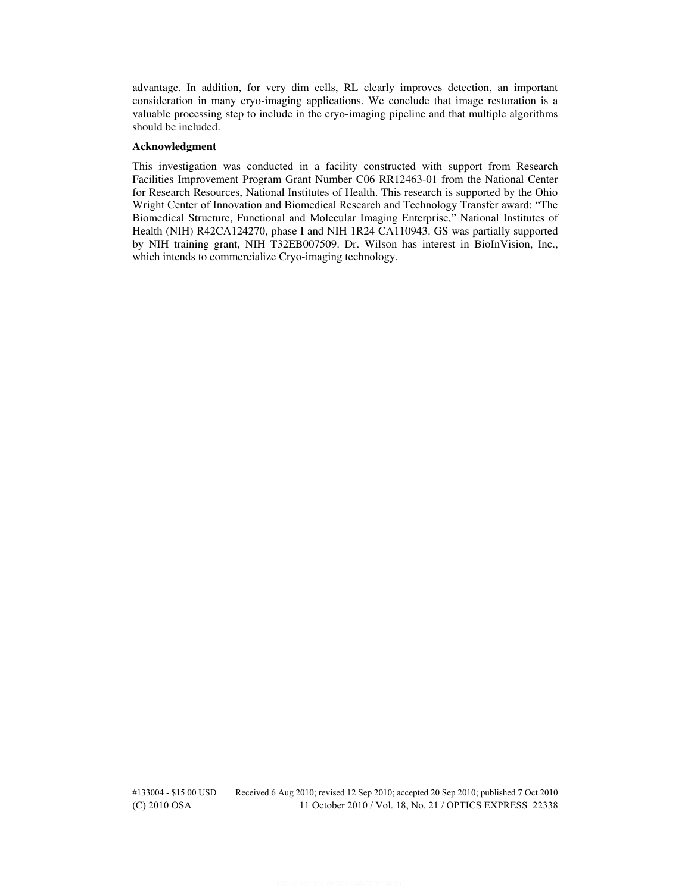advantage. In addition, for very dim cells, RL clearly improves detection, an important consideration in many cryo-imaging applications. We conclude that image restoration is a valuable processing step to include in the cryo-imaging pipeline and that multiple algorithms should be included.

**Acknowledgment**

This investigation was conducted in a facility constructed with support from Research Facilities Improvement Program Grant Number C06 RR12463-01 from the National Center for Research Resources, National Institutes of Health. This research is supported by the Ohio Wright Center of Innovation and Biomedical Research and Technology Transfer award: "The Biomedical Structure, Functional and Molecular Imaging Enterprise," National Institutes of Health (NIH) R42CA124270, phase I and NIH 1R24 CA110943. GS was partially supported by NIH training grant, NIH T32EB007509. Dr. Wilson has interest in BioInVision, Inc., which intends to commercialize Cryo-imaging technology.